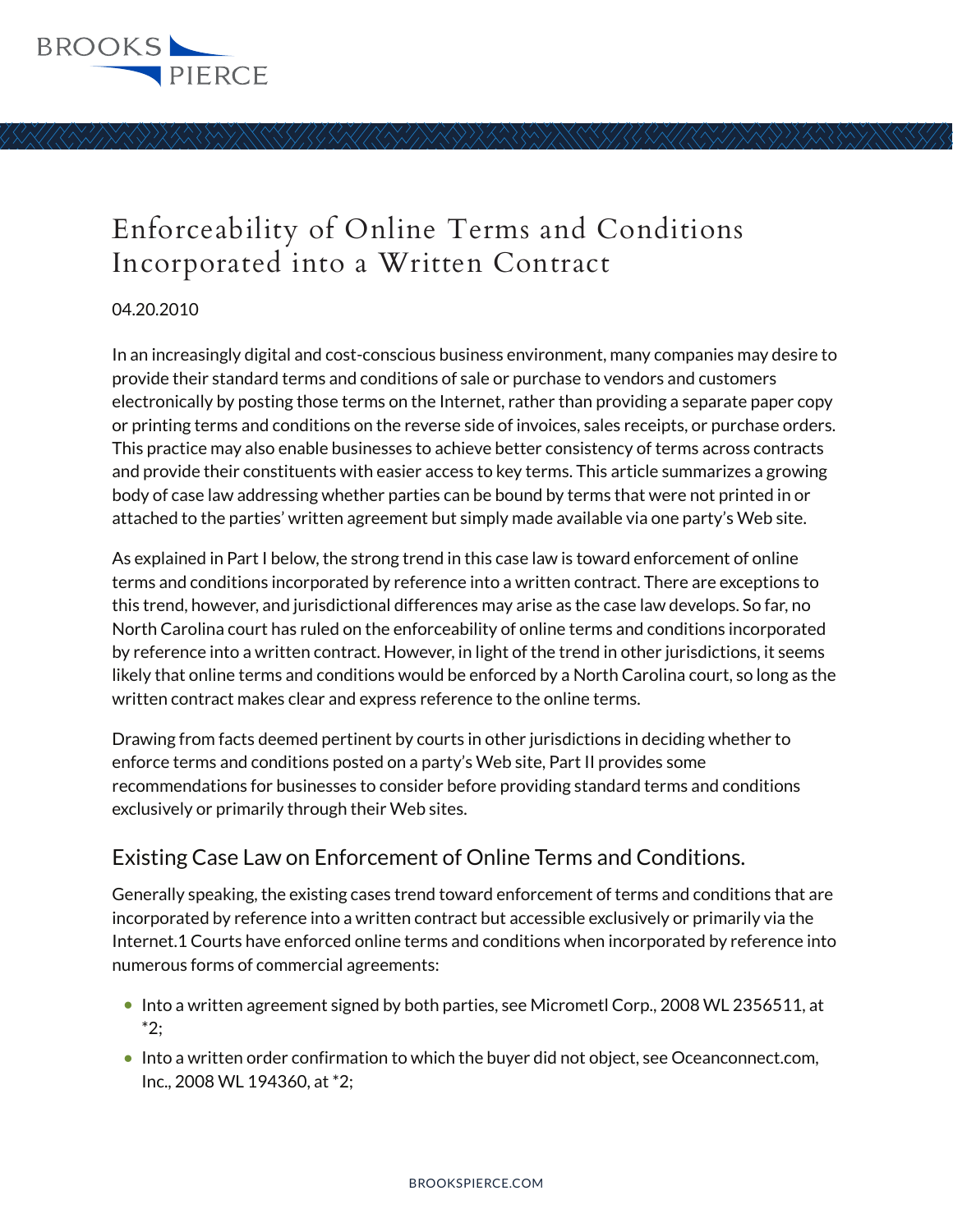# Enforceability of Online Terms and Conditions Incorporated into a Written Contract

04.20.2010

In an increasingly digital and cost-conscious business environment, many companies may desire to provide their standard terms and conditions of sale or purchase to vendors and customers electronically by posting those terms on the Internet, rather than providing a separate paper copy or printing terms and conditions on the reverse side of invoices, sales receipts, or purchase orders. This practice may also enable businesses to achieve better consistency of terms across contracts and provide their constituents with easier access to key terms. This article summarizes a growing body of case law addressing whether parties can be bound by terms that were not printed in or attached to the parties' written agreement but simply made available via one party's Web site.

As explained in Part I below, the strong trend in this case law is toward enforcement of online terms and conditions incorporated by reference into a written contract. There are exceptions to this trend, however, and jurisdictional differences may arise as the case law develops. So far, no North Carolina court has ruled on the enforceability of online terms and conditions incorporated by reference into a written contract. However, in light of the trend in other jurisdictions, it seems likely that online terms and conditions would be enforced by a North Carolina court, so long as the written contract makes clear and express reference to the online terms.

Drawing from facts deemed pertinent by courts in other jurisdictions in deciding whether to enforce terms and conditions posted on a party's Web site, Part II provides some recommendations for businesses to consider before providing standard terms and conditions exclusively or primarily through their Web sites.

## Existing Case Law on Enforcement of Online Terms and Conditions.

Generally speaking, the existing cases trend toward enforcement of terms and conditions that are incorporated by reference into a written contract but accessible exclusively or primarily via the Internet.1 Courts have enforced online terms and conditions when incorporated by reference into numerous forms of commercial agreements:

- Into a written agreement signed by both parties, see Micrometl Corp., 2008 WL 2356511, at *2;
- Into a written order confirmation to which the buyer did not object, see Oceanconnect.com, Inc., 2008 WL 194360, at *2;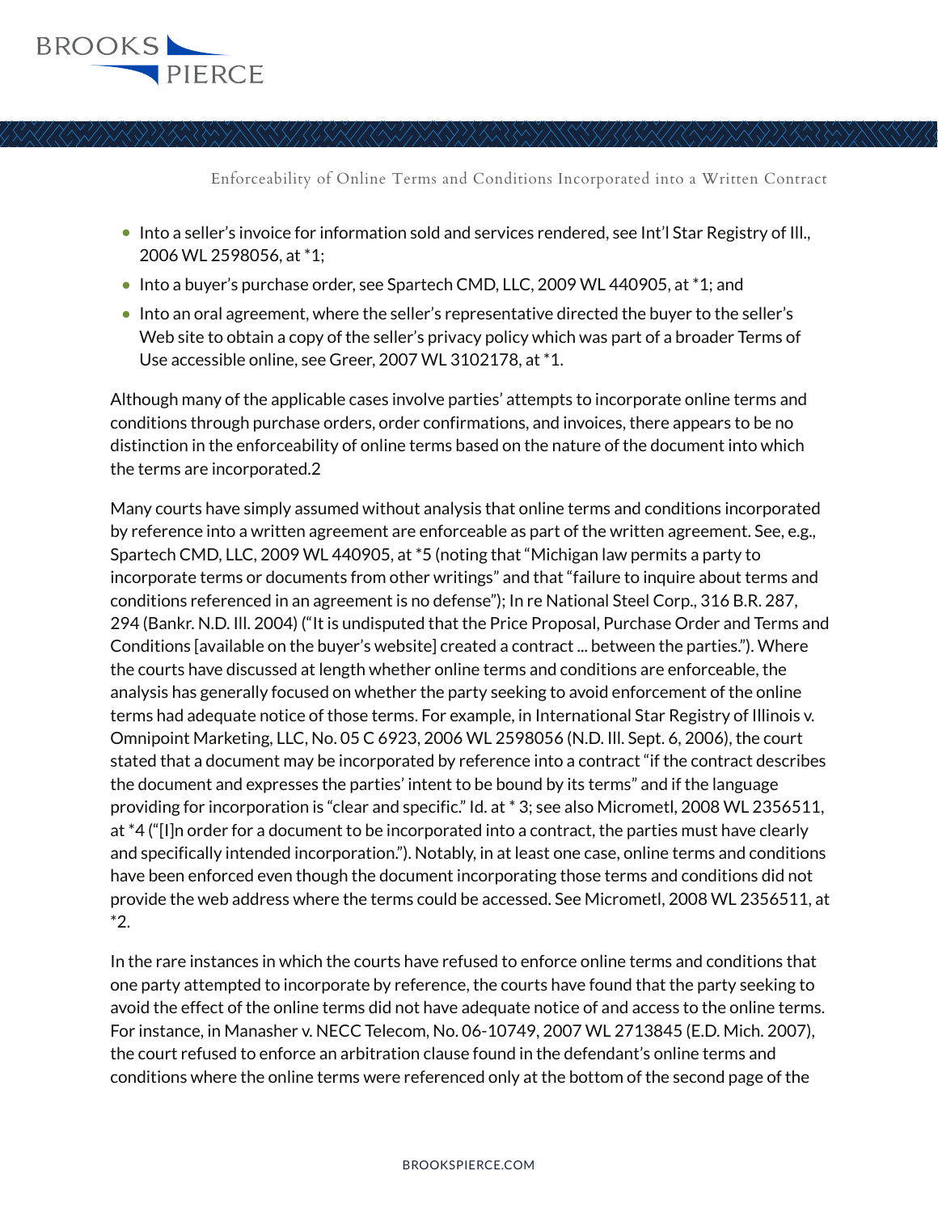- Into a seller's invoice for information sold and services rendered, see Int'l Star Registry of Ill., 2006 WL 2598056, at *1;
- Into a buyer's purchase order, see Spartech CMD, LLC, 2009 WL 440905, at *1; and
- Into an oral agreement, where the seller's representative directed the buyer to the seller's Web site to obtain a copy of the seller's privacy policy which was part of a broader Terms of Use accessible online, see Greer, 2007 WL 3102178, at *1.

Although many of the applicable cases involve parties' attempts to incorporate online terms and conditions through purchase orders, order confirmations, and invoices, there appears to be no distinction in the enforceability of online terms based on the nature of the document into which the terms are incorporated.[2]

Many courts have simply assumed without analysis that online terms and conditions incorporated by reference into a written agreement are enforceable as part of the written agreement. See, e.g., Spartech CMD, LLC, 2009 WL 440905, at *5 (noting that "Michigan law permits a party to incorporate terms or documents from other writings" and that "failure to inquire about terms and conditions referenced in an agreement is no defense"); In re National Steel Corp., 316 B.R. 287, 294 (Bankr. N.D. Ill. 2004) ("It is undisputed that the Price Proposal, Purchase Order and Terms and Conditions [available on the buyer's website] created a contract ... between the parties."). Where the courts have discussed at length whether online terms and conditions are enforceable, the analysis has generally focused on whether the party seeking to avoid enforcement of the online terms had adequate notice of those terms. For example, in International Star Registry of Illinois v. Omnipoint Marketing, LLC, No. 05 C 6923, 2006 WL 2598056 (N.D. Ill. Sept. 6, 2006), the court stated that a document may be incorporated by reference into a contract "if the contract describes the document and expresses the parties' intent to be bound by its terms" and if the language providing for incorporation is "clear and specific." Id. at * 3; see also Micrometl, 2008 WL 2356511, at *4 ("[I]n order for a document to be incorporated into a contract, the parties must have clearly and specifically intended incorporation."). Notably, in at least one case, online terms and conditions have been enforced even though the document incorporating those terms and conditions did not provide the web address where the terms could be accessed. See Micrometl, 2008 WL 2356511, at *2.

In the rare instances in which the courts have refused to enforce online terms and conditions that one party attempted to incorporate by reference, the courts have found that the party seeking to avoid the effect of the online terms did not have adequate notice of and access to the online terms. For instance, in Manasher v. NECC Telecom, No. 06-10749, 2007 WL 2713845 (E.D. Mich. 2007), the court refused to enforce an arbitration clause found in the defendant's online terms and conditions where the online terms were referenced only at the bottom of the second page of the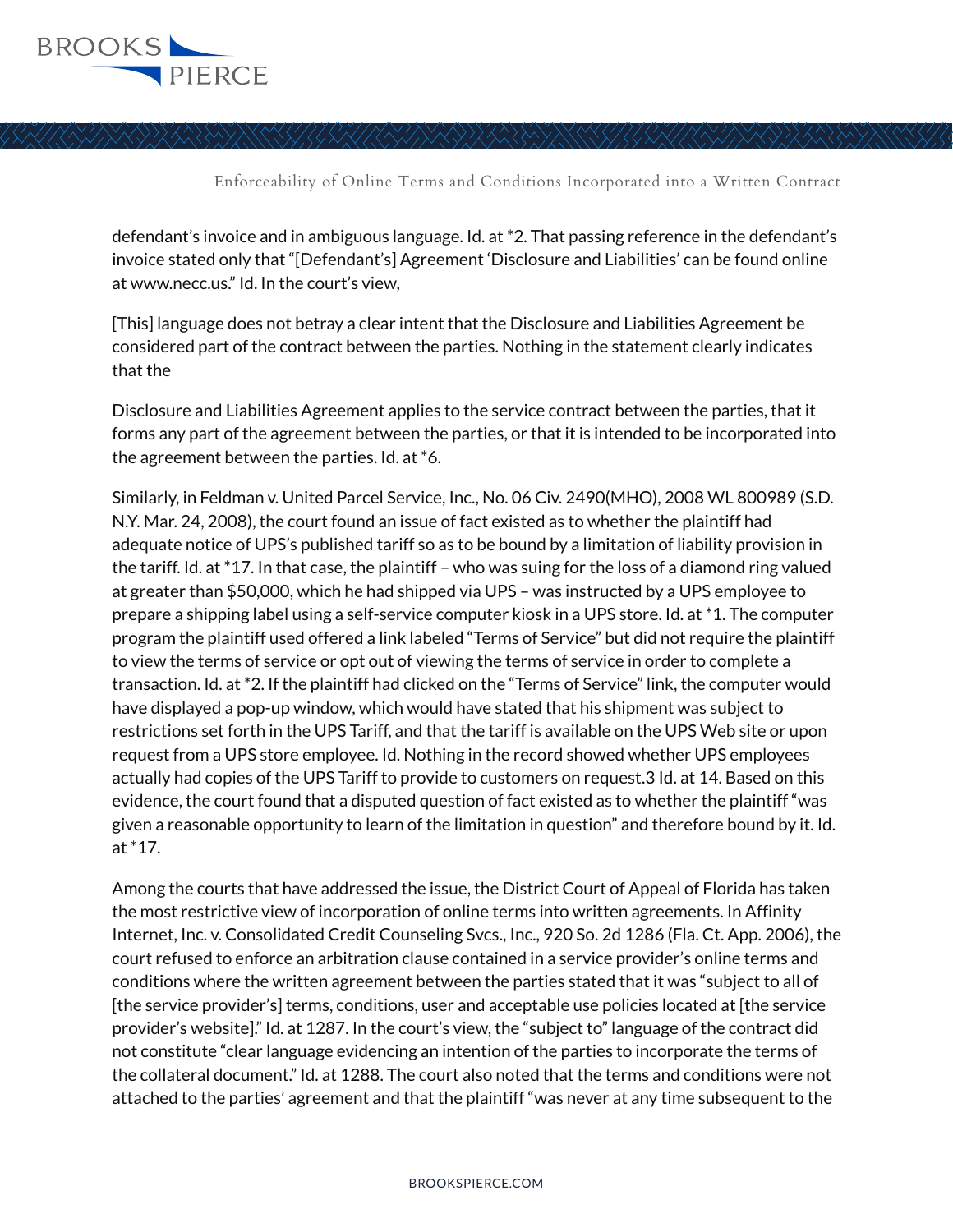defendant's invoice and in ambiguous language. Id. at *2. That passing reference in the defendant's invoice stated only that "[Defendant's] Agreement 'Disclosure and Liabilities' can be found online at www.necc.us." Id. In the court's view,

[This] language does not betray a clear intent that the Disclosure and Liabilities Agreement be considered part of the contract between the parties. Nothing in the statement clearly indicates that the

Disclosure and Liabilities Agreement applies to the service contract between the parties, that it forms any part of the agreement between the parties, or that it is intended to be incorporated into the agreement between the parties. Id. at *6.

Similarly, in Feldman v. United Parcel Service, Inc., No. 06 Civ. 2490(MHO), 2008 WL 800989 (S.D. N.Y. Mar. 24, 2008), the court found an issue of fact existed as to whether the plaintiff had adequate notice of UPS's published tariff so as to be bound by a limitation of liability provision in the tariff. Id. at *17. In that case, the plaintiff – who was suing for the loss of a diamond ring valued at greater than $50,000, which he had shipped via UPS – was instructed by a UPS employee to prepare a shipping label using a self-service computer kiosk in a UPS store. Id. at *1. The computer program the plaintiff used offered a link labeled "Terms of Service" but did not require the plaintiff to view the terms of service or opt out of viewing the terms of service in order to complete a transaction. Id. at *2. If the plaintiff had clicked on the "Terms of Service" link, the computer would have displayed a pop-up window, which would have stated that his shipment was subject to restrictions set forth in the UPS Tariff, and that the tariff is available on the UPS Web site or upon request from a UPS store employee. Id. Nothing in the record showed whether UPS employees actually had copies of the UPS Tariff to provide to customers on request.[3] Id. at 14. Based on this evidence, the court found that a disputed question of fact existed as to whether the plaintiff "was given a reasonable opportunity to learn of the limitation in question" and therefore bound by it. Id. at *17.

Among the courts that have addressed the issue, the District Court of Appeal of Florida has taken the most restrictive view of incorporation of online terms into written agreements. In Affinity Internet, Inc. v. Consolidated Credit Counseling Svcs., Inc., 920 So. 2d 1286 (Fla. Ct. App. 2006), the court refused to enforce an arbitration clause contained in a service provider's online terms and conditions where the written agreement between the parties stated that it was "subject to all of [the service provider's] terms, conditions, user and acceptable use policies located at [the service provider's website]." Id. at 1287. In the court's view, the "subject to" language of the contract did not constitute "clear language evidencing an intention of the parties to incorporate the terms of the collateral document." Id. at 1288. The court also noted that the terms and conditions were not attached to the parties' agreement and that the plaintiff "was never at any time subsequent to the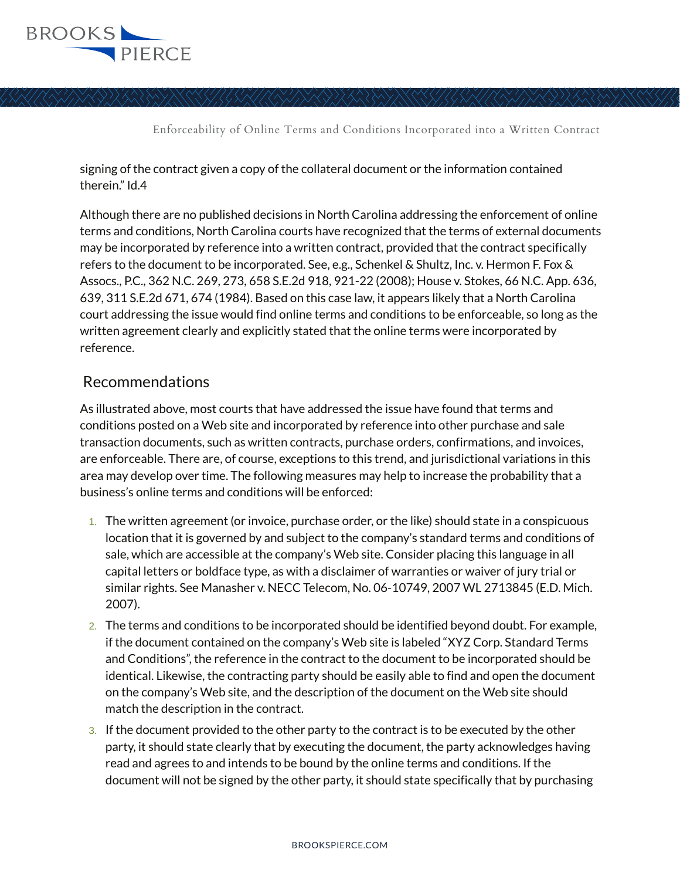signing of the contract given a copy of the collateral document or the information contained therein." Id.4

Although there are no published decisions in North Carolina addressing the enforcement of online terms and conditions, North Carolina courts have recognized that the terms of external documents may be incorporated by reference into a written contract, provided that the contract specifically refers to the document to be incorporated. See, e.g., Schenkel & Shultz, Inc. v. Hermon F. Fox & Assocs., P.C., 362 N.C. 269, 273, 658 S.E.2d 918, 921-22 (2008); House v. Stokes, 66 N.C. App. 636, 639, 311 S.E.2d 671, 674 (1984). Based on this case law, it appears likely that a North Carolina court addressing the issue would find online terms and conditions to be enforceable, so long as the written agreement clearly and explicitly stated that the online terms were incorporated by reference.

## Recommendations

As illustrated above, most courts that have addressed the issue have found that terms and conditions posted on a Web site and incorporated by reference into other purchase and sale transaction documents, such as written contracts, purchase orders, confirmations, and invoices, are enforceable. There are, of course, exceptions to this trend, and jurisdictional variations in this area may develop over time. The following measures may help to increase the probability that a business's online terms and conditions will be enforced:

1. The written agreement (or invoice, purchase order, or the like) should state in a conspicuous location that it is governed by and subject to the company's standard terms and conditions of sale, which are accessible at the company's Web site. Consider placing this language in all capital letters or boldface type, as with a disclaimer of warranties or waiver of jury trial or similar rights. See Manasher v. NECC Telecom, No. 06-10749, 2007 WL 2713845 (E.D. Mich. 2007).
2. The terms and conditions to be incorporated should be identified beyond doubt. For example, if the document contained on the company's Web site is labeled "XYZ Corp. Standard Terms and Conditions", the reference in the contract to the document to be incorporated should be identical. Likewise, the contracting party should be easily able to find and open the document on the company's Web site, and the description of the document on the Web site should match the description in the contract.
3. If the document provided to the other party to the contract is to be executed by the other party, it should state clearly that by executing the document, the party acknowledges having read and agrees to and intends to be bound by the online terms and conditions. If the document will not be signed by the other party, it should state specifically that by purchasing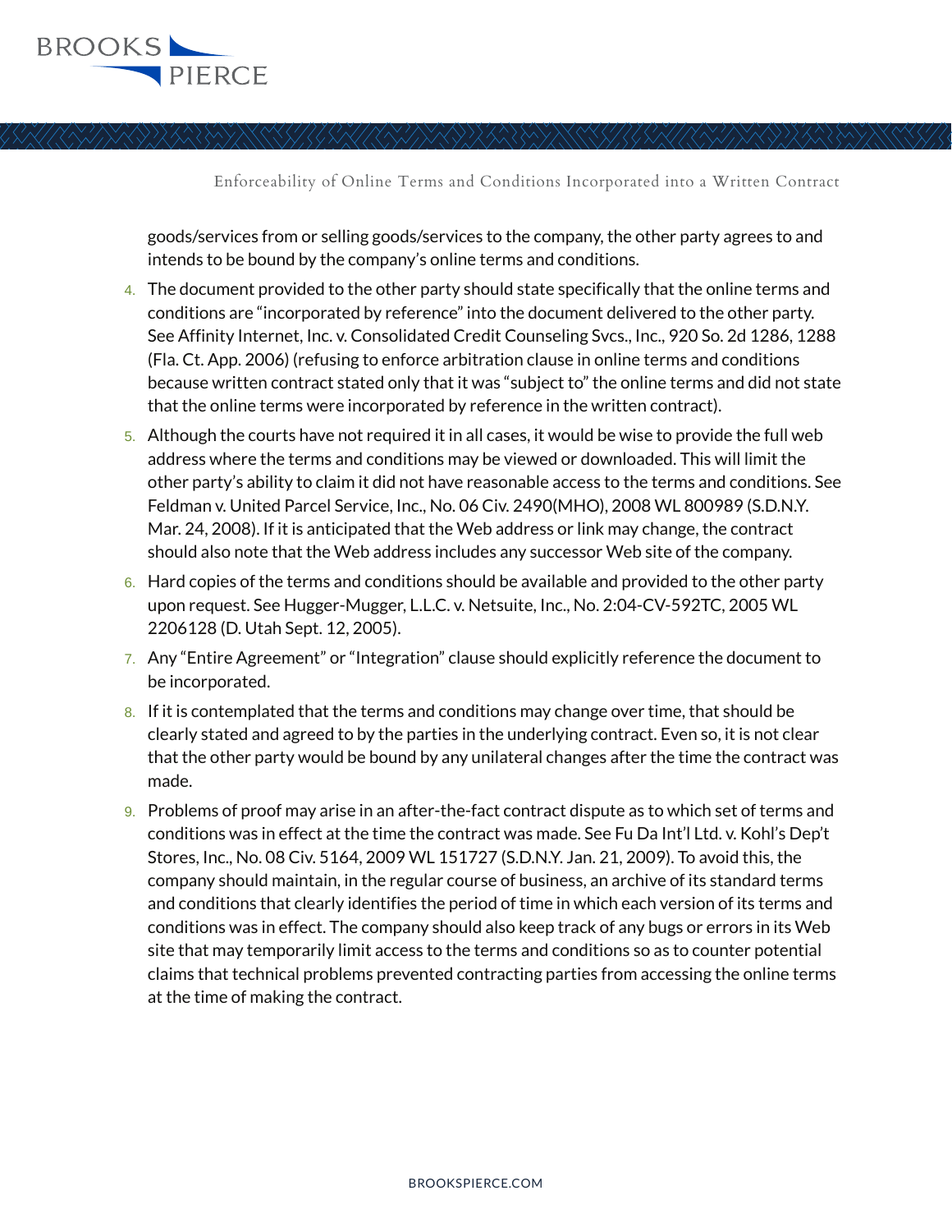goods/services from or selling goods/services to the company, the other party agrees to and intends to be bound by the company's online terms and conditions.

4. The document provided to the other party should state specifically that the online terms and conditions are "incorporated by reference" into the document delivered to the other party. See Affinity Internet, Inc. v. Consolidated Credit Counseling Svcs., Inc., 920 So. 2d 1286, 1288 (Fla. Ct. App. 2006) (refusing to enforce arbitration clause in online terms and conditions because written contract stated only that it was "subject to" the online terms and did not state that the online terms were incorporated by reference in the written contract).
5. Although the courts have not required it in all cases, it would be wise to provide the full web address where the terms and conditions may be viewed or downloaded. This will limit the other party's ability to claim it did not have reasonable access to the terms and conditions. See Feldman v. United Parcel Service, Inc., No. 06 Civ. 2490(MHO), 2008 WL 800989 (S.D.N.Y. Mar. 24, 2008). If it is anticipated that the Web address or link may change, the contract should also note that the Web address includes any successor Web site of the company.
6. Hard copies of the terms and conditions should be available and provided to the other party upon request. See Hugger-Mugger, L.L.C. v. Netsuite, Inc., No. 2:04-CV-592TC, 2005 WL 2206128 (D. Utah Sept. 12, 2005).
7. Any "Entire Agreement" or "Integration" clause should explicitly reference the document to be incorporated.
8. If it is contemplated that the terms and conditions may change over time, that should be clearly stated and agreed to by the parties in the underlying contract. Even so, it is not clear that the other party would be bound by any unilateral changes after the time the contract was made.
9. Problems of proof may arise in an after-the-fact contract dispute as to which set of terms and conditions was in effect at the time the contract was made. See Fu Da Int'l Ltd. v. Kohl's Dep't Stores, Inc., No. 08 Civ. 5164, 2009 WL 151727 (S.D.N.Y. Jan. 21, 2009). To avoid this, the company should maintain, in the regular course of business, an archive of its standard terms and conditions that clearly identifies the period of time in which each version of its terms and conditions was in effect. The company should also keep track of any bugs or errors in its Web site that may temporarily limit access to the terms and conditions so as to counter potential claims that technical problems prevented contracting parties from accessing the online terms at the time of making the contract.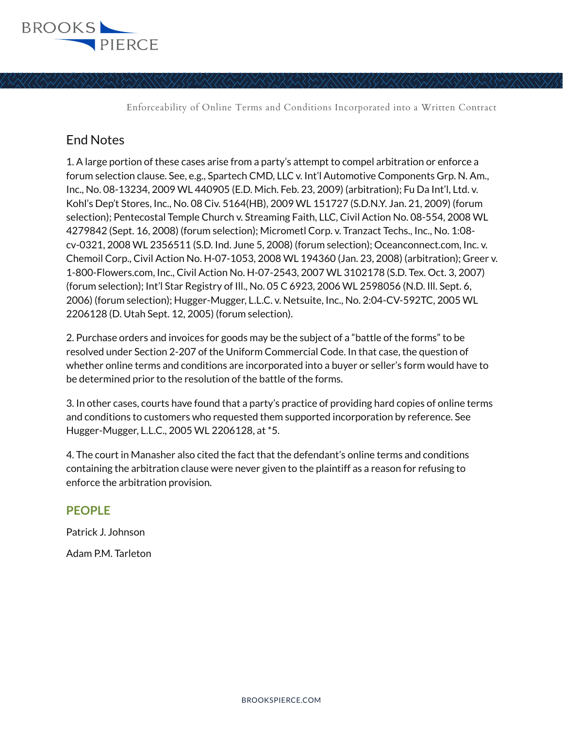## End Notes

1. A large portion of these cases arise from a party's attempt to compel arbitration or enforce a forum selection clause. See, e.g., Spartech CMD, LLC v. Int'l Automotive Components Grp. N. Am., Inc., No. 08-13234, 2009 WL 440905 (E.D. Mich. Feb. 23, 2009) (arbitration); Fu Da Int'l, Ltd. v. Kohl's Dep't Stores, Inc., No. 08 Civ. 5164(HB), 2009 WL 151727 (S.D.N.Y. Jan. 21, 2009) (forum selection); Pentecostal Temple Church v. Streaming Faith, LLC, Civil Action No. 08-554, 2008 WL 4279842 (Sept. 16, 2008) (forum selection); Micrometl Corp. v. Tranzact Techs., Inc., No. 1:08-cv-0321, 2008 WL 2356511 (S.D. Ind. June 5, 2008) (forum selection); Oceanconnect.com, Inc. v. Chemoil Corp., Civil Action No. H-07-1053, 2008 WL 194360 (Jan. 23, 2008) (arbitration); Greer v. 1-800-Flowers.com, Inc., Civil Action No. H-07-2543, 2007 WL 3102178 (S.D. Tex. Oct. 3, 2007) (forum selection); Int'l Star Registry of Ill., No. 05 C 6923, 2006 WL 2598056 (N.D. Ill. Sept. 6, 2006) (forum selection); Hugger-Mugger, L.L.C. v. Netsuite, Inc., No. 2:04-CV-592TC, 2005 WL 2206128 (D. Utah Sept. 12, 2005) (forum selection).

2. Purchase orders and invoices for goods may be the subject of a "battle of the forms" to be resolved under Section 2-207 of the Uniform Commercial Code. In that case, the question of whether online terms and conditions are incorporated into a buyer or seller's form would have to be determined prior to the resolution of the battle of the forms.

3. In other cases, courts have found that a party's practice of providing hard copies of online terms and conditions to customers who requested them supported incorporation by reference. See Hugger-Mugger, L.L.C., 2005 WL 2206128, at *5.

4. The court in Manasher also cited the fact that the defendant's online terms and conditions containing the arbitration clause were never given to the plaintiff as a reason for refusing to enforce the arbitration provision.

## PEOPLE

Patrick J. Johnson

Adam P.M. Tarleton